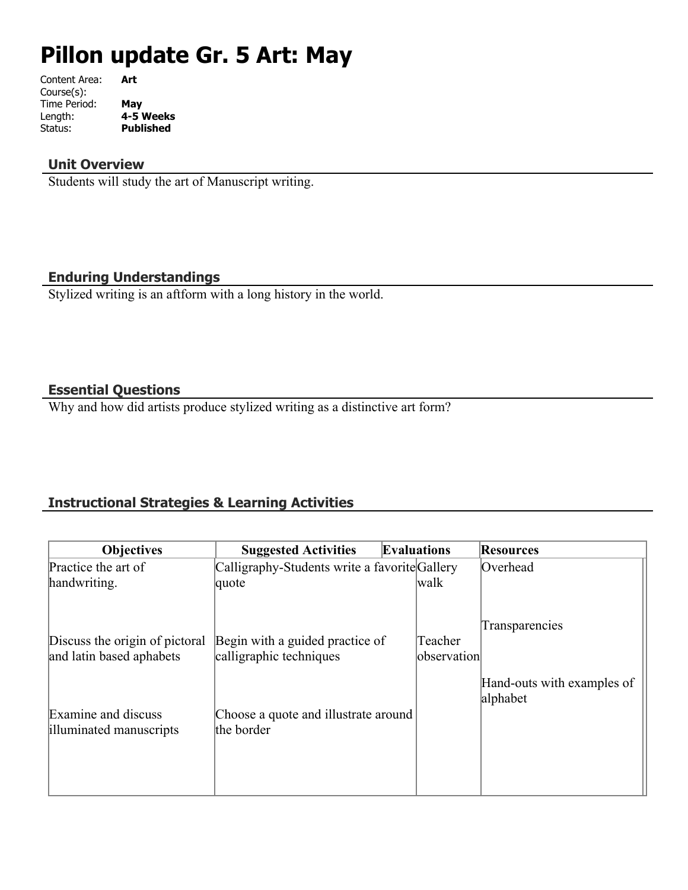# Pillon update Gr. 5 Art: May

Content Area: **Art**
Course(s):
Time Period: **May**
Length: **4-5 Weeks**
Status: **Published**

## Unit Overview

Students will study the art of Manuscript writing.

## Enduring Understandings

Stylized writing is an aftform with a long history in the world.

## Essential Questions

Why and how did artists produce stylized writing as a distinctive art form?

## Instructional Strategies & Learning Activities

| Objectives | Suggested Activities | Evaluations | Resources |
|---|---|---|---|
| Practice the art of handwriting.<br><br>Discuss the origin of pictoral and latin based aphabets<br><br>Examine and discuss illuminated manuscripts | Calligraphy-Students write a favorite quote<br><br>Begin with a guided practice of calligraphic techniques<br><br>Choose a quote and illustrate around the border | Gallery walk<br><br>Teacher observation | Overhead<br><br>Transparencies<br><br>Hand-outs with examples of alphabet |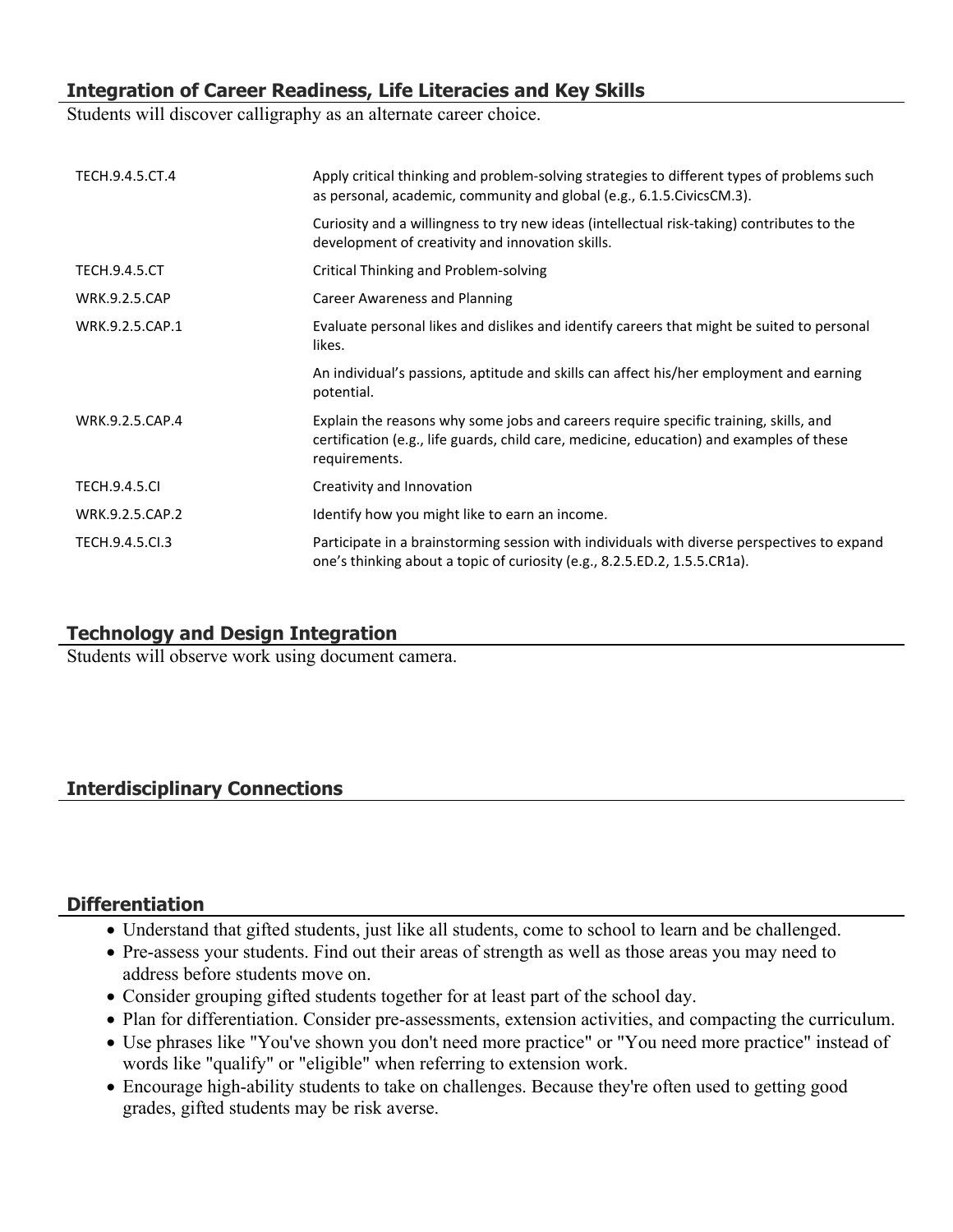## Integration of Career Readiness, Life Literacies and Key Skills

Students will discover calligraphy as an alternate career choice.

| | |
|---|---|
| TECH.9.4.5.CT.4 | Apply critical thinking and problem-solving strategies to different types of problems such as personal, academic, community and global (e.g., 6.1.5.CivicsCM.3). |
| | Curiosity and a willingness to try new ideas (intellectual risk-taking) contributes to the development of creativity and innovation skills. |
| TECH.9.4.5.CT | Critical Thinking and Problem-solving |
| WRK.9.2.5.CAP | Career Awareness and Planning |
| WRK.9.2.5.CAP.1 | Evaluate personal likes and dislikes and identify careers that might be suited to personal likes. |
| | An individual's passions, aptitude and skills can affect his/her employment and earning potential. |
| WRK.9.2.5.CAP.4 | Explain the reasons why some jobs and careers require specific training, skills, and certification (e.g., life guards, child care, medicine, education) and examples of these requirements. |
| TECH.9.4.5.CI | Creativity and Innovation |
| WRK.9.2.5.CAP.2 | Identify how you might like to earn an income. |
| TECH.9.4.5.CI.3 | Participate in a brainstorming session with individuals with diverse perspectives to expand one's thinking about a topic of curiosity (e.g., 8.2.5.ED.2, 1.5.5.CR1a). |

## Technology and Design Integration

Students will observe work using document camera.

## Interdisciplinary Connections

## Differentiation

- Understand that gifted students, just like all students, come to school to learn and be challenged.
- Pre-assess your students. Find out their areas of strength as well as those areas you may need to address before students move on.
- Consider grouping gifted students together for at least part of the school day.
- Plan for differentiation. Consider pre-assessments, extension activities, and compacting the curriculum.
- Use phrases like "You've shown you don't need more practice" or "You need more practice" instead of words like "qualify" or "eligible" when referring to extension work.
- Encourage high-ability students to take on challenges. Because they're often used to getting good grades, gifted students may be risk averse.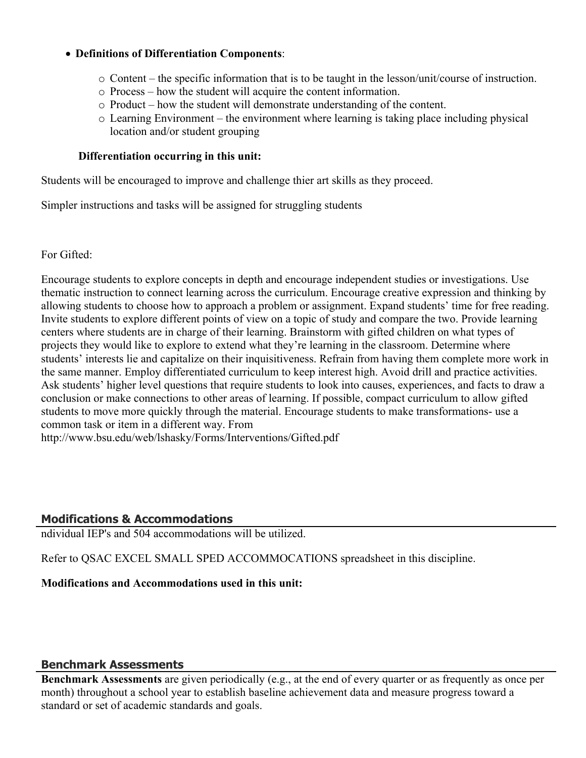- **Definitions of Differentiation Components**:
    - Content – the specific information that is to be taught in the lesson/unit/course of instruction.
    - Process – how the student will acquire the content information.
    - Product – how the student will demonstrate understanding of the content.
    - Learning Environment – the environment where learning is taking place including physical location and/or student grouping

**Differentiation occurring in this unit:**

Students will be encouraged to improve and challenge thier art skills as they proceed.

Simpler instructions and tasks will be assigned for struggling students

For Gifted:

Encourage students to explore concepts in depth and encourage independent studies or investigations. Use thematic instruction to connect learning across the curriculum. Encourage creative expression and thinking by allowing students to choose how to approach a problem or assignment. Expand students' time for free reading. Invite students to explore different points of view on a topic of study and compare the two. Provide learning centers where students are in charge of their learning. Brainstorm with gifted children on what types of projects they would like to explore to extend what they're learning in the classroom. Determine where students' interests lie and capitalize on their inquisitiveness. Refrain from having them complete more work in the same manner. Employ differentiated curriculum to keep interest high. Avoid drill and practice activities. Ask students' higher level questions that require students to look into causes, experiences, and facts to draw a conclusion or make connections to other areas of learning. If possible, compact curriculum to allow gifted students to move more quickly through the material. Encourage students to make transformations- use a common task or item in a different way. From http://www.bsu.edu/web/lshasky/Forms/Interventions/Gifted.pdf

## Modifications & Accommodations

ndividual IEP's and 504 accommodations will be utilized.

Refer to QSAC EXCEL SMALL SPED ACCOMMOCATIONS spreadsheet in this discipline.

**Modifications and Accommodations used in this unit:**

## Benchmark Assessments

**Benchmark Assessments** are given periodically (e.g., at the end of every quarter or as frequently as once per month) throughout a school year to establish baseline achievement data and measure progress toward a standard or set of academic standards and goals.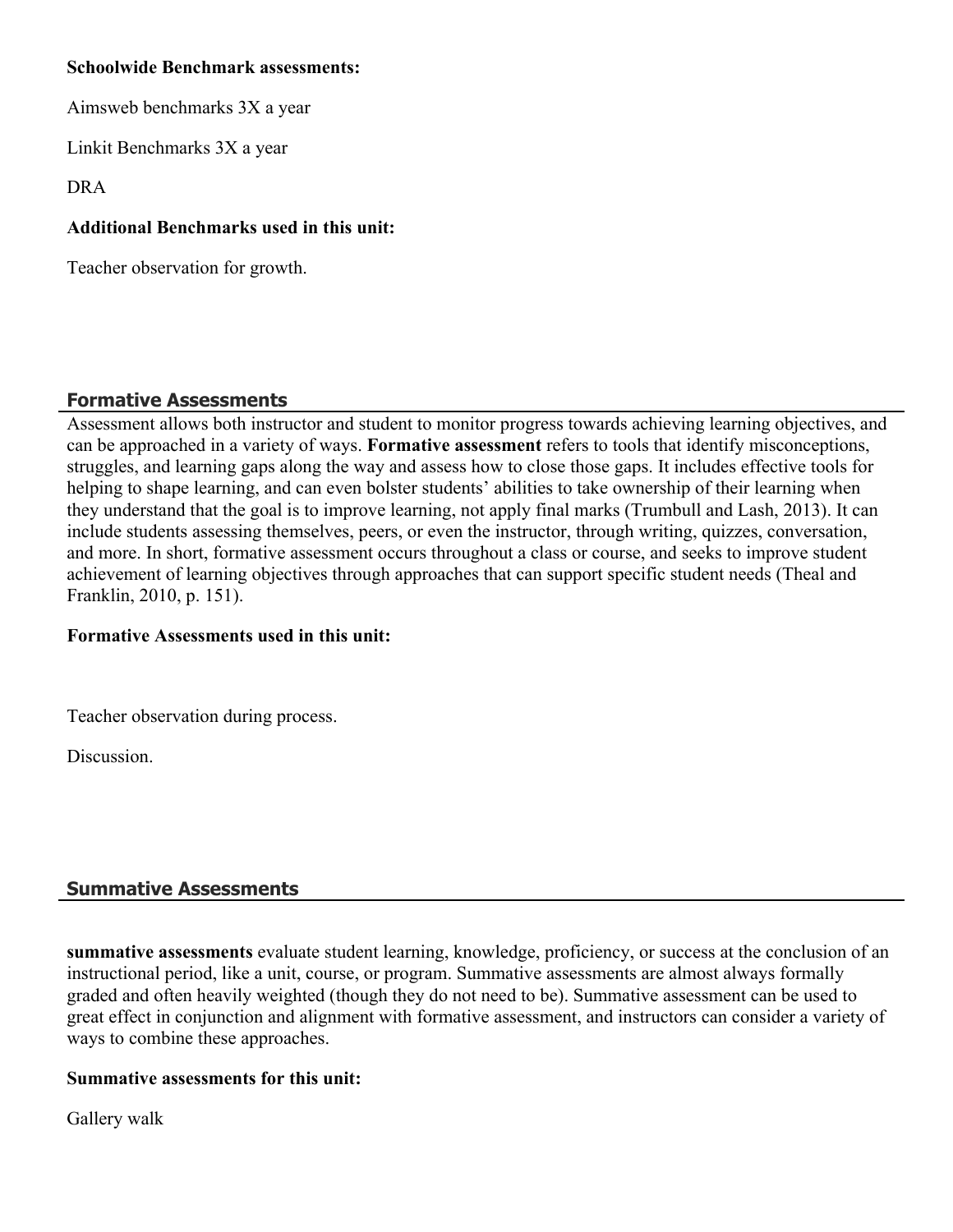**Schoolwide Benchmark assessments:**

Aimsweb benchmarks 3X a year

Linkit Benchmarks 3X a year

DRA

**Additional Benchmarks used in this unit:**

Teacher observation for growth.

## Formative Assessments

Assessment allows both instructor and student to monitor progress towards achieving learning objectives, and can be approached in a variety of ways. **Formative assessment** refers to tools that identify misconceptions, struggles, and learning gaps along the way and assess how to close those gaps. It includes effective tools for helping to shape learning, and can even bolster students' abilities to take ownership of their learning when they understand that the goal is to improve learning, not apply final marks (Trumbull and Lash, 2013). It can include students assessing themselves, peers, or even the instructor, through writing, quizzes, conversation, and more. In short, formative assessment occurs throughout a class or course, and seeks to improve student achievement of learning objectives through approaches that can support specific student needs (Theal and Franklin, 2010, p. 151).

**Formative Assessments used in this unit:**

Teacher observation during process.

Discussion.

## Summative Assessments

**summative assessments** evaluate student learning, knowledge, proficiency, or success at the conclusion of an instructional period, like a unit, course, or program. Summative assessments are almost always formally graded and often heavily weighted (though they do not need to be). Summative assessment can be used to great effect in conjunction and alignment with formative assessment, and instructors can consider a variety of ways to combine these approaches.

**Summative assessments for this unit:**

Gallery walk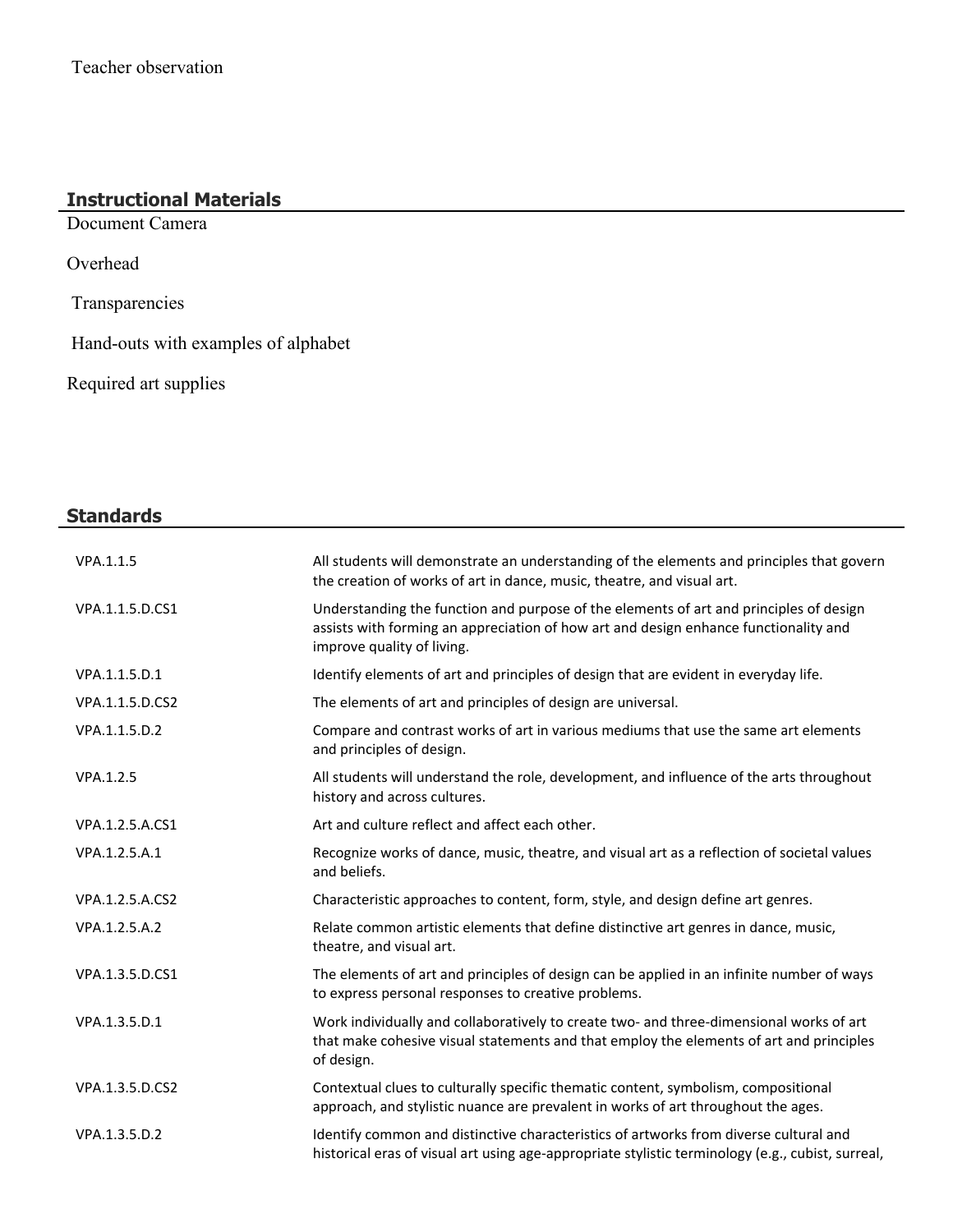Teacher observation

## Instructional Materials

Document Camera

Overhead

Transparencies

Hand-outs with examples of alphabet

Required art supplies

## Standards

| | |
|---|---|
| VPA.1.1.5 | All students will demonstrate an understanding of the elements and principles that govern the creation of works of art in dance, music, theatre, and visual art. |
| VPA.1.1.5.D.CS1 | Understanding the function and purpose of the elements of art and principles of design assists with forming an appreciation of how art and design enhance functionality and improve quality of living. |
| VPA.1.1.5.D.1 | Identify elements of art and principles of design that are evident in everyday life. |
| VPA.1.1.5.D.CS2 | The elements of art and principles of design are universal. |
| VPA.1.1.5.D.2 | Compare and contrast works of art in various mediums that use the same art elements and principles of design. |
| VPA.1.2.5 | All students will understand the role, development, and influence of the arts throughout history and across cultures. |
| VPA.1.2.5.A.CS1 | Art and culture reflect and affect each other. |
| VPA.1.2.5.A.1 | Recognize works of dance, music, theatre, and visual art as a reflection of societal values and beliefs. |
| VPA.1.2.5.A.CS2 | Characteristic approaches to content, form, style, and design define art genres. |
| VPA.1.2.5.A.2 | Relate common artistic elements that define distinctive art genres in dance, music, theatre, and visual art. |
| VPA.1.3.5.D.CS1 | The elements of art and principles of design can be applied in an infinite number of ways to express personal responses to creative problems. |
| VPA.1.3.5.D.1 | Work individually and collaboratively to create two- and three-dimensional works of art that make cohesive visual statements and that employ the elements of art and principles of design. |
| VPA.1.3.5.D.CS2 | Contextual clues to culturally specific thematic content, symbolism, compositional approach, and stylistic nuance are prevalent in works of art throughout the ages. |
| VPA.1.3.5.D.2 | Identify common and distinctive characteristics of artworks from diverse cultural and historical eras of visual art using age-appropriate stylistic terminology (e.g., cubist, surreal, |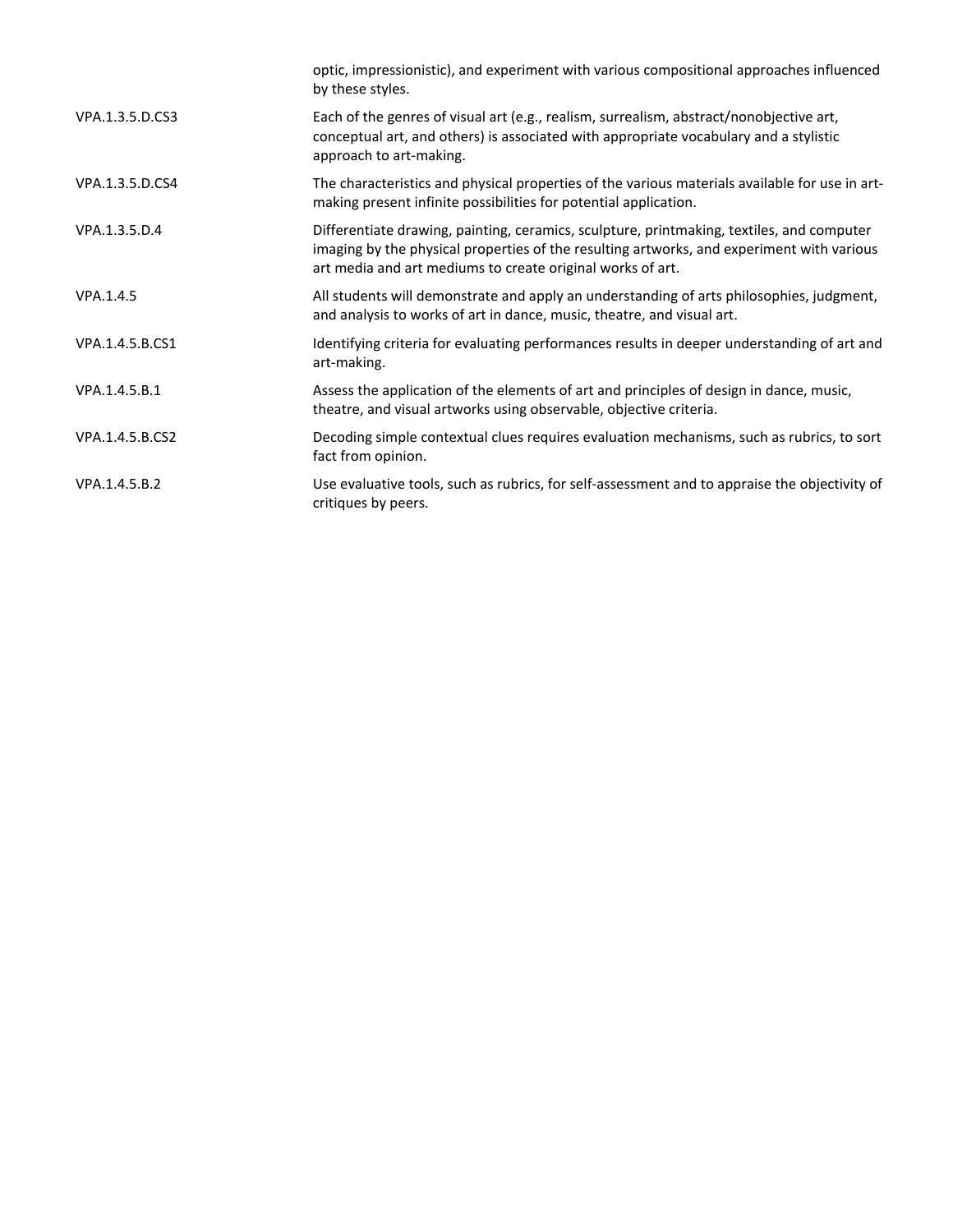| | |
|---|---|
| | optic, impressionistic), and experiment with various compositional approaches influenced by these styles. |
| VPA.1.3.5.D.CS3 | Each of the genres of visual art (e.g., realism, surrealism, abstract/nonobjective art, conceptual art, and others) is associated with appropriate vocabulary and a stylistic approach to art-making. |
| VPA.1.3.5.D.CS4 | The characteristics and physical properties of the various materials available for use in art-making present infinite possibilities for potential application. |
| VPA.1.3.5.D.4 | Differentiate drawing, painting, ceramics, sculpture, printmaking, textiles, and computer imaging by the physical properties of the resulting artworks, and experiment with various art media and art mediums to create original works of art. |
| VPA.1.4.5 | All students will demonstrate and apply an understanding of arts philosophies, judgment, and analysis to works of art in dance, music, theatre, and visual art. |
| VPA.1.4.5.B.CS1 | Identifying criteria for evaluating performances results in deeper understanding of art and art-making. |
| VPA.1.4.5.B.1 | Assess the application of the elements of art and principles of design in dance, music, theatre, and visual artworks using observable, objective criteria. |
| VPA.1.4.5.B.CS2 | Decoding simple contextual clues requires evaluation mechanisms, such as rubrics, to sort fact from opinion. |
| VPA.1.4.5.B.2 | Use evaluative tools, such as rubrics, for self-assessment and to appraise the objectivity of critiques by peers. |